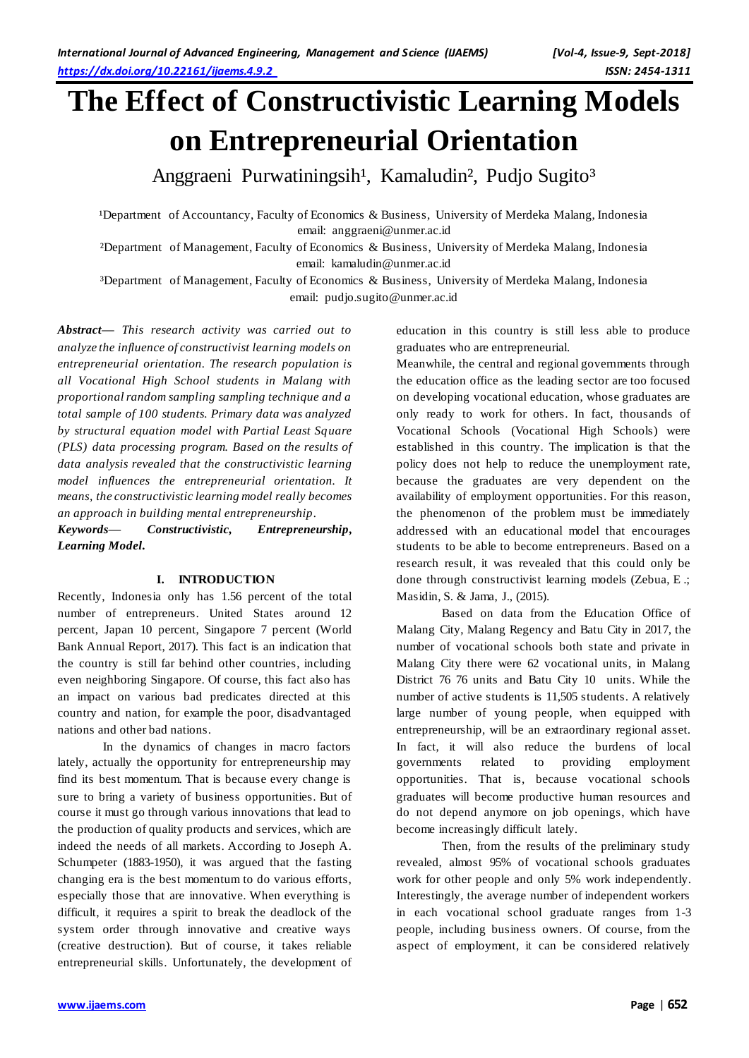# The Effect of Constructivistic Learning Models on Entrepreneurial Orientation

Anggraeni Purwatiningsih[1], Kamaludin[2], Pudjo Sugito[3]

[1]Department of Accountancy, Faculty of Economics & Business, University of Merdeka Malang, Indonesia
email: anggraeni@unmer.ac.id

[2]Department of Management, Faculty of Economics & Business, University of Merdeka Malang, Indonesia
email: kamaludin@unmer.ac.id

[3]Department of Management, Faculty of Economics & Business, University of Merdeka Malang, Indonesia
email: pudjo.sugito@unmer.ac.id

***Abstract*— *This research activity was carried out to analyze the influence of constructivist learning models on entrepreneurial orientation. The research population is all Vocational High School students in Malang with proportional random sampling sampling technique and a total sample of 100 students. Primary data was analyzed by structural equation model with Partial Least Square (PLS) data processing program. Based on the results of data analysis revealed that the constructivistic learning model influences the entrepreneurial orientation. It means, the constructivistic learning model really becomes an approach in building mental entrepreneurship.***

***Keywords*— *Constructivistic, Entrepreneurship, Learning Model.***

## I. INTRODUCTION

Recently, Indonesia only has 1.56 percent of the total number of entrepreneurs. United States around 12 percent, Japan 10 percent, Singapore 7 percent (World Bank Annual Report, 2017). This fact is an indication that the country is still far behind other countries, including even neighboring Singapore. Of course, this fact also has an impact on various bad predicates directed at this country and nation, for example the poor, disadvantaged nations and other bad nations.

In the dynamics of changes in macro factors lately, actually the opportunity for entrepreneurship may find its best momentum. That is because every change is sure to bring a variety of business opportunities. But of course it must go through various innovations that lead to the production of quality products and services, which are indeed the needs of all markets. According to Joseph A. Schumpeter (1883-1950), it was argued that the fasting changing era is the best momentum to do various efforts, especially those that are innovative. When everything is difficult, it requires a spirit to break the deadlock of the system order through innovative and creative ways (creative destruction). But of course, it takes reliable entrepreneurial skills. Unfortunately, the development of education in this country is still less able to produce graduates who are entrepreneurial.

Meanwhile, the central and regional governments through the education office as the leading sector are too focused on developing vocational education, whose graduates are only ready to work for others. In fact, thousands of Vocational Schools (Vocational High Schools) were established in this country. The implication is that the policy does not help to reduce the unemployment rate, because the graduates are very dependent on the availability of employment opportunities. For this reason, the phenomenon of the problem must be immediately addressed with an educational model that encourages students to be able to become entrepreneurs. Based on a research result, it was revealed that this could only be done through constructivist learning models (Zebua, E .; Masidin, S. & Jama, J., (2015).

Based on data from the Education Office of Malang City, Malang Regency and Batu City in 2017, the number of vocational schools both state and private in Malang City there were 62 vocational units, in Malang District 76 76 units and Batu City 10 units. While the number of active students is 11,505 students. A relatively large number of young people, when equipped with entrepreneurship, will be an extraordinary regional asset. In fact, it will also reduce the burdens of local governments related to providing employment opportunities. That is, because vocational schools graduates will become productive human resources and do not depend anymore on job openings, which have become increasingly difficult lately.

Then, from the results of the preliminary study revealed, almost 95% of vocational schools graduates work for other people and only 5% work independently. Interestingly, the average number of independent workers in each vocational school graduate ranges from 1-3 people, including business owners. Of course, from the aspect of employment, it can be considered relatively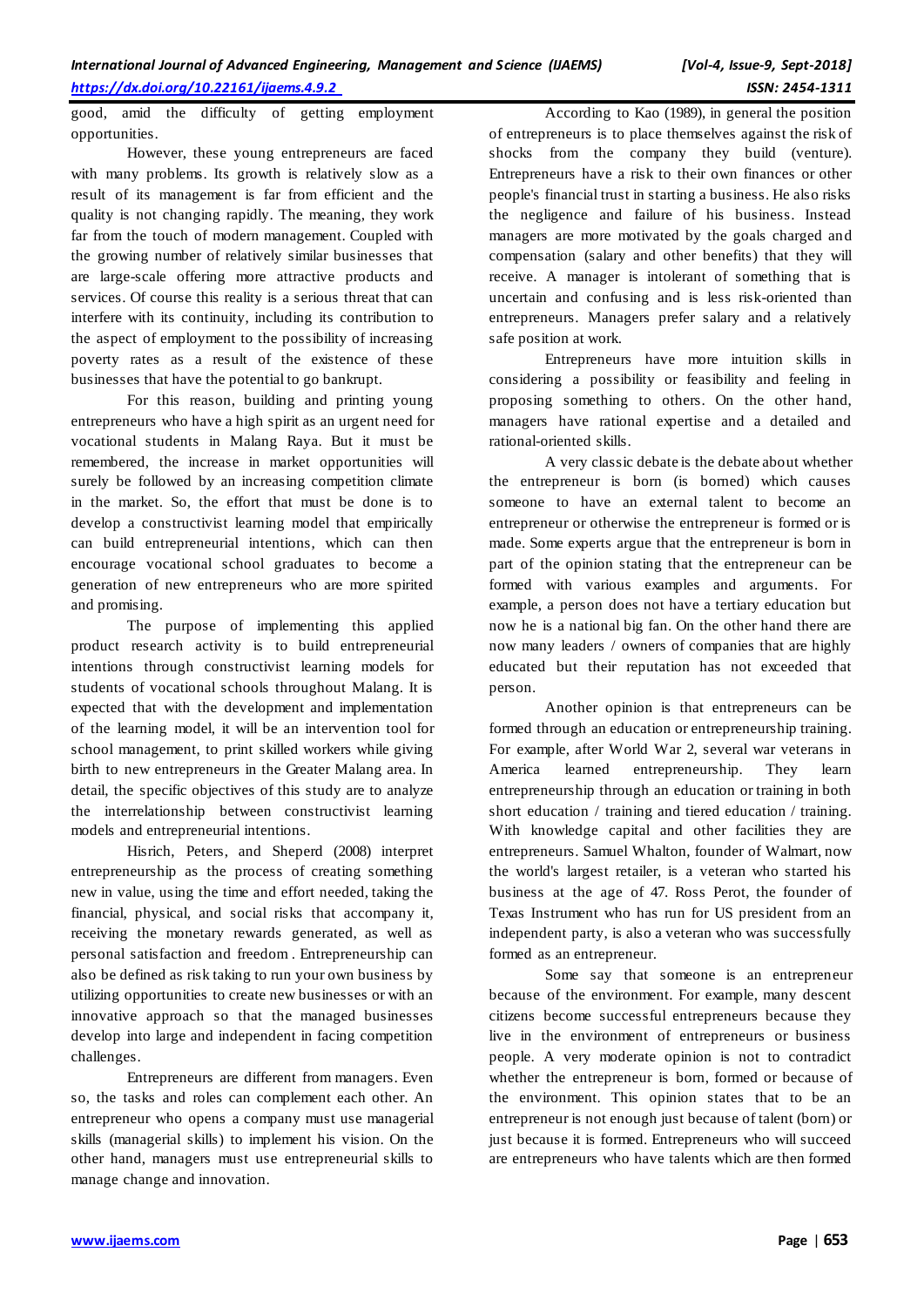good, amid the difficulty of getting employment opportunities.

However, these young entrepreneurs are faced with many problems. Its growth is relatively slow as a result of its management is far from efficient and the quality is not changing rapidly. The meaning, they work far from the touch of modern management. Coupled with the growing number of relatively similar businesses that are large-scale offering more attractive products and services. Of course this reality is a serious threat that can interfere with its continuity, including its contribution to the aspect of employment to the possibility of increasing poverty rates as a result of the existence of these businesses that have the potential to go bankrupt.

For this reason, building and printing young entrepreneurs who have a high spirit as an urgent need for vocational students in Malang Raya. But it must be remembered, the increase in market opportunities will surely be followed by an increasing competition climate in the market. So, the effort that must be done is to develop a constructivist learning model that empirically can build entrepreneurial intentions, which can then encourage vocational school graduates to become a generation of new entrepreneurs who are more spirited and promising.

The purpose of implementing this applied product research activity is to build entrepreneurial intentions through constructivist learning models for students of vocational schools throughout Malang. It is expected that with the development and implementation of the learning model, it will be an intervention tool for school management, to print skilled workers while giving birth to new entrepreneurs in the Greater Malang area. In detail, the specific objectives of this study are to analyze the interrelationship between constructivist learning models and entrepreneurial intentions.

Hisrich, Peters, and Sheperd (2008) interpret entrepreneurship as the process of creating something new in value, using the time and effort needed, taking the financial, physical, and social risks that accompany it, receiving the monetary rewards generated, as well as personal satisfaction and freedom . Entrepreneurship can also be defined as risk taking to run your own business by utilizing opportunities to create new businesses or with an innovative approach so that the managed businesses develop into large and independent in facing competition challenges.

Entrepreneurs are different from managers. Even so, the tasks and roles can complement each other. An entrepreneur who opens a company must use managerial skills (managerial skills) to implement his vision. On the other hand, managers must use entrepreneurial skills to manage change and innovation.

According to Kao (1989), in general the position of entrepreneurs is to place themselves against the risk of shocks from the company they build (venture). Entrepreneurs have a risk to their own finances or other people's financial trust in starting a business. He also risks the negligence and failure of his business. Instead managers are more motivated by the goals charged and compensation (salary and other benefits) that they will receive. A manager is intolerant of something that is uncertain and confusing and is less risk-oriented than entrepreneurs. Managers prefer salary and a relatively safe position at work.

Entrepreneurs have more intuition skills in considering a possibility or feasibility and feeling in proposing something to others. On the other hand, managers have rational expertise and a detailed and rational-oriented skills.

A very classic debate is the debate about whether the entrepreneur is born (is borned) which causes someone to have an external talent to become an entrepreneur or otherwise the entrepreneur is formed or is made. Some experts argue that the entrepreneur is born in part of the opinion stating that the entrepreneur can be formed with various examples and arguments. For example, a person does not have a tertiary education but now he is a national big fan. On the other hand there are now many leaders / owners of companies that are highly educated but their reputation has not exceeded that person.

Another opinion is that entrepreneurs can be formed through an education or entrepreneurship training. For example, after World War 2, several war veterans in America learned entrepreneurship. They learn entrepreneurship through an education or training in both short education / training and tiered education / training. With knowledge capital and other facilities they are entrepreneurs. Samuel Whalton, founder of Walmart, now the world's largest retailer, is a veteran who started his business at the age of 47. Ross Perot, the founder of Texas Instrument who has run for US president from an independent party, is also a veteran who was successfully formed as an entrepreneur.

Some say that someone is an entrepreneur because of the environment. For example, many descent citizens become successful entrepreneurs because they live in the environment of entrepreneurs or business people. A very moderate opinion is not to contradict whether the entrepreneur is born, formed or because of the environment. This opinion states that to be an entrepreneur is not enough just because of talent (born) or just because it is formed. Entrepreneurs who will succeed are entrepreneurs who have talents which are then formed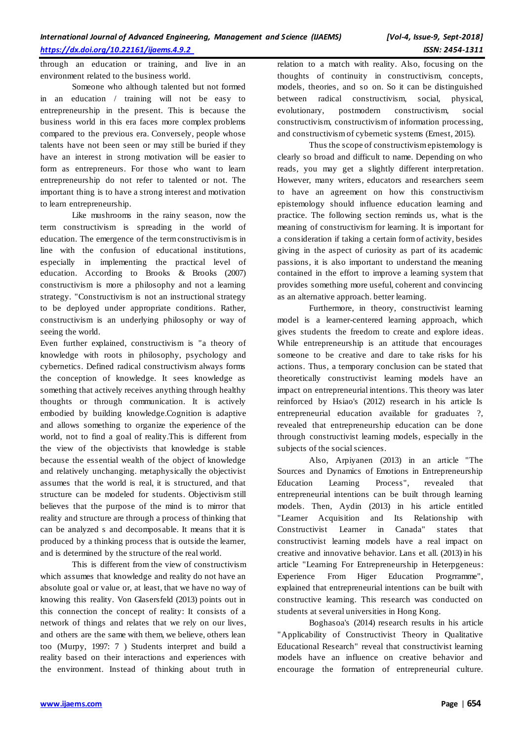through an education or training, and live in an environment related to the business world.

Someone who although talented but not formed in an education / training will not be easy to entrepreneurship in the present. This is because the business world in this era faces more complex problems compared to the previous era. Conversely, people whose talents have not been seen or may still be buried if they have an interest in strong motivation will be easier to form as entrepreneurs. For those who want to learn entrepreneurship do not refer to talented or not. The important thing is to have a strong interest and motivation to learn entrepreneurship.

Like mushrooms in the rainy season, now the term constructivism is spreading in the world of education. The emergence of the term constructivism is in line with the confusion of educational institutions, especially in implementing the practical level of education. According to Brooks & Brooks (2007) constructivism is more a philosophy and not a learning strategy. "Constructivism is not an instructional strategy to be deployed under appropriate conditions. Rather, constructivism is an underlying philosophy or way of seeing the world.

Even further explained, constructivism is "a theory of knowledge with roots in philosophy, psychology and cybernetics. Defined radical constructivism always forms the conception of knowledge. It sees knowledge as something that actively receives anything through healthy thoughts or through communication. It is actively embodied by building knowledge.Cognition is adaptive and allows something to organize the experience of the world, not to find a goal of reality.This is different from the view of the objectivists that knowledge is stable because the essential wealth of the object of knowledge and relatively unchanging. metaphysically the objectivist assumes that the world is real, it is structured, and that structure can be modeled for students. Objectivism still believes that the purpose of the mind is to mirror that reality and structure are through a process of thinking that can be analyzed s and decomposable. It means that it is produced by a thinking process that is outside the learner, and is determined by the structure of the real world.

This is different from the view of constructivism which assumes that knowledge and reality do not have an absolute goal or value or, at least, that we have no way of knowing this reality. Von Glasersfeld (2013) points out in this connection the concept of reality: It consists of a network of things and relates that we rely on our lives, and others are the same with them, we believe, others lean too (Murpy, 1997: 7 ) Students interpret and build a reality based on their interactions and experiences with the environment. Instead of thinking about truth in relation to a match with reality. Also, focusing on the thoughts of continuity in constructivism, concepts, models, theories, and so on. So it can be distinguished between radical constructivism, social, physical, evolutionary, postmodern constructivism, social constructivism, constructivism of information processing, and constructivism of cybernetic systems (Ernest, 2015).

Thus the scope of constructivism epistemology is clearly so broad and difficult to name. Depending on who reads, you may get a slightly different interpretation. However, many writers, educators and researchers seem to have an agreement on how this constructivism epistemology should influence education learning and practice. The following section reminds us, what is the meaning of constructivism for learning. It is important for a consideration if taking a certain form of activity, besides giving in the aspect of curiosity as part of its academic passions, it is also important to understand the meaning contained in the effort to improve a learning system that provides something more useful, coherent and convincing as an alternative approach. better learning.

Furthermore, in theory, constructivist learning model is a learner-centered learning approach, which gives students the freedom to create and explore ideas. While entrepreneurship is an attitude that encourages someone to be creative and dare to take risks for his actions. Thus, a temporary conclusion can be stated that theoretically constructivist learning models have an impact on entrepreneurial intentions. This theory was later reinforced by Hsiao's (2012) research in his article Is entrepreneurial education available for graduates ?, revealed that entrepreneurship education can be done through constructivist learning models, especially in the subjects of the social sciences.

Also, Arpiyanen (2013) in an article "The Sources and Dynamics of Emotions in Entrepreneurship Education Learning Process", revealed that entrepreneurial intentions can be built through learning models. Then, Aydin (2013) in his article entitled "Learner Acquisition and Its Relationship with Constructivist Learner in Canada" states that constructivist learning models have a real impact on creative and innovative behavior. Lans et all. (2013) in his article "Learning For Entrepreneurship in Heterpgeneus: Experience From Higer Education Progrramme", explained that entrepreneurial intentions can be built with constructive learning. This research was conducted on students at several universities in Hong Kong.

Boghasoa's (2014) research results in his article "Applicability of Constructivist Theory in Qualitative Educational Research" reveal that constructivist learning models have an influence on creative behavior and encourage the formation of entrepreneurial culture.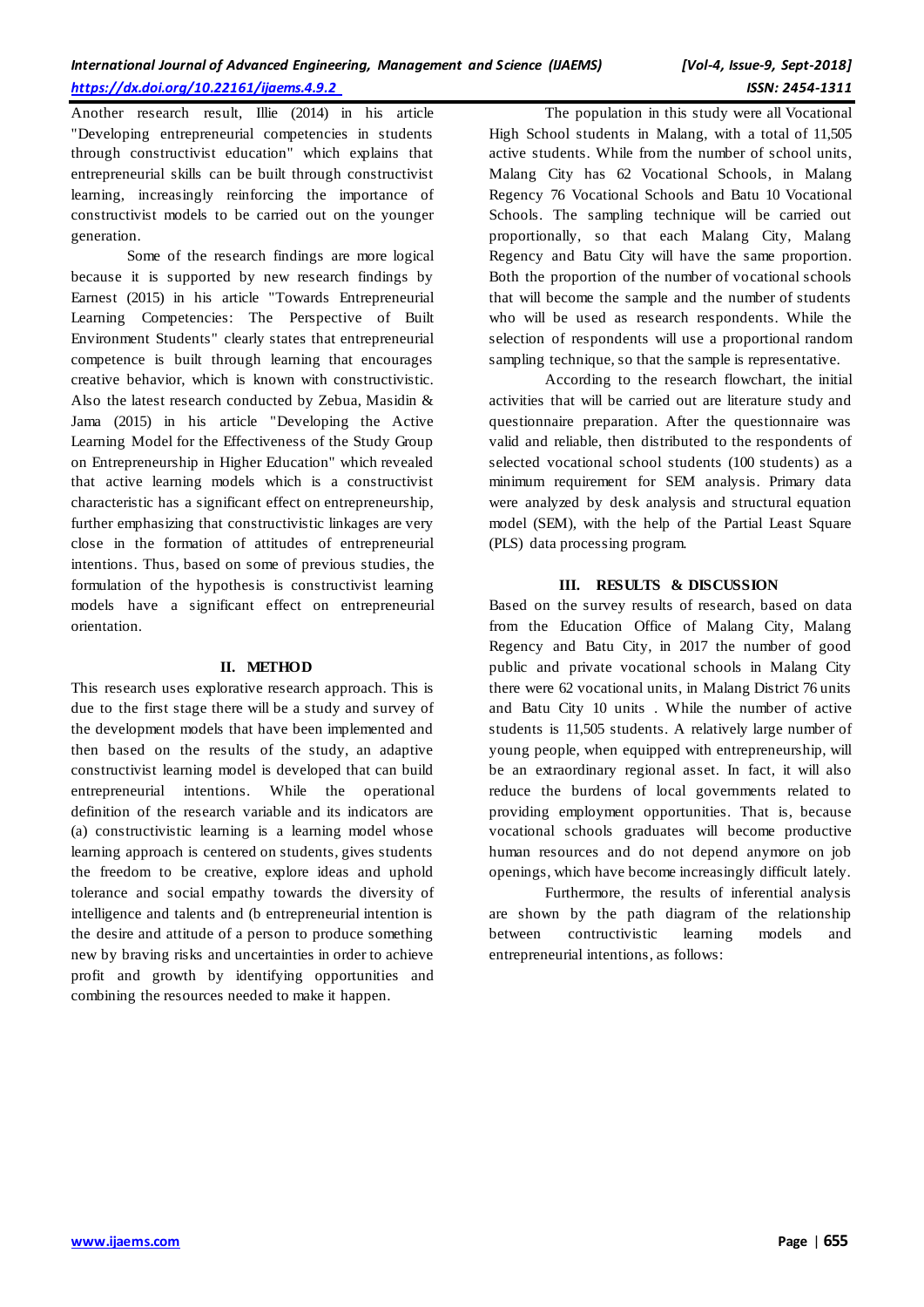Another research result, Illie (2014) in his article "Developing entrepreneurial competencies in students through constructivist education" which explains that entrepreneurial skills can be built through constructivist learning, increasingly reinforcing the importance of constructivist models to be carried out on the younger generation.

Some of the research findings are more logical because it is supported by new research findings by Earnest (2015) in his article "Towards Entrepreneurial Learning Competencies: The Perspective of Built Environment Students" clearly states that entrepreneurial competence is built through learning that encourages creative behavior, which is known with constructivistic. Also the latest research conducted by Zebua, Masidin & Jama (2015) in his article "Developing the Active Learning Model for the Effectiveness of the Study Group on Entrepreneurship in Higher Education" which revealed that active learning models which is a constructivist characteristic has a significant effect on entrepreneurship, further emphasizing that constructivistic linkages are very close in the formation of attitudes of entrepreneurial intentions. Thus, based on some of previous studies, the formulation of the hypothesis is constructivist learning models have a significant effect on entrepreneurial orientation.

## II. METHOD

This research uses explorative research approach. This is due to the first stage there will be a study and survey of the development models that have been implemented and then based on the results of the study, an adaptive constructivist learning model is developed that can build entrepreneurial intentions. While the operational definition of the research variable and its indicators are (a) constructivistic learning is a learning model whose learning approach is centered on students, gives students the freedom to be creative, explore ideas and uphold tolerance and social empathy towards the diversity of intelligence and talents and (b entrepreneurial intention is the desire and attitude of a person to produce something new by braving risks and uncertainties in order to achieve profit and growth by identifying opportunities and combining the resources needed to make it happen.

The population in this study were all Vocational High School students in Malang, with a total of 11,505 active students. While from the number of school units, Malang City has 62 Vocational Schools, in Malang Regency 76 Vocational Schools and Batu 10 Vocational Schools. The sampling technique will be carried out proportionally, so that each Malang City, Malang Regency and Batu City will have the same proportion. Both the proportion of the number of vocational schools that will become the sample and the number of students who will be used as research respondents. While the selection of respondents will use a proportional random sampling technique, so that the sample is representative.

According to the research flowchart, the initial activities that will be carried out are literature study and questionnaire preparation. After the questionnaire was valid and reliable, then distributed to the respondents of selected vocational school students (100 students) as a minimum requirement for SEM analysis. Primary data were analyzed by desk analysis and structural equation model (SEM), with the help of the Partial Least Square (PLS) data processing program.

## III. RESULTS & DISCUSSION

Based on the survey results of research, based on data from the Education Office of Malang City, Malang Regency and Batu City, in 2017 the number of good public and private vocational schools in Malang City there were 62 vocational units, in Malang District 76 units and Batu City 10 units . While the number of active students is 11,505 students. A relatively large number of young people, when equipped with entrepreneurship, will be an extraordinary regional asset. In fact, it will also reduce the burdens of local governments related to providing employment opportunities. That is, because vocational schools graduates will become productive human resources and do not depend anymore on job openings, which have become increasingly difficult lately.

Furthermore, the results of inferential analysis are shown by the path diagram of the relationship between contructivistic learning models and entrepreneurial intentions, as follows: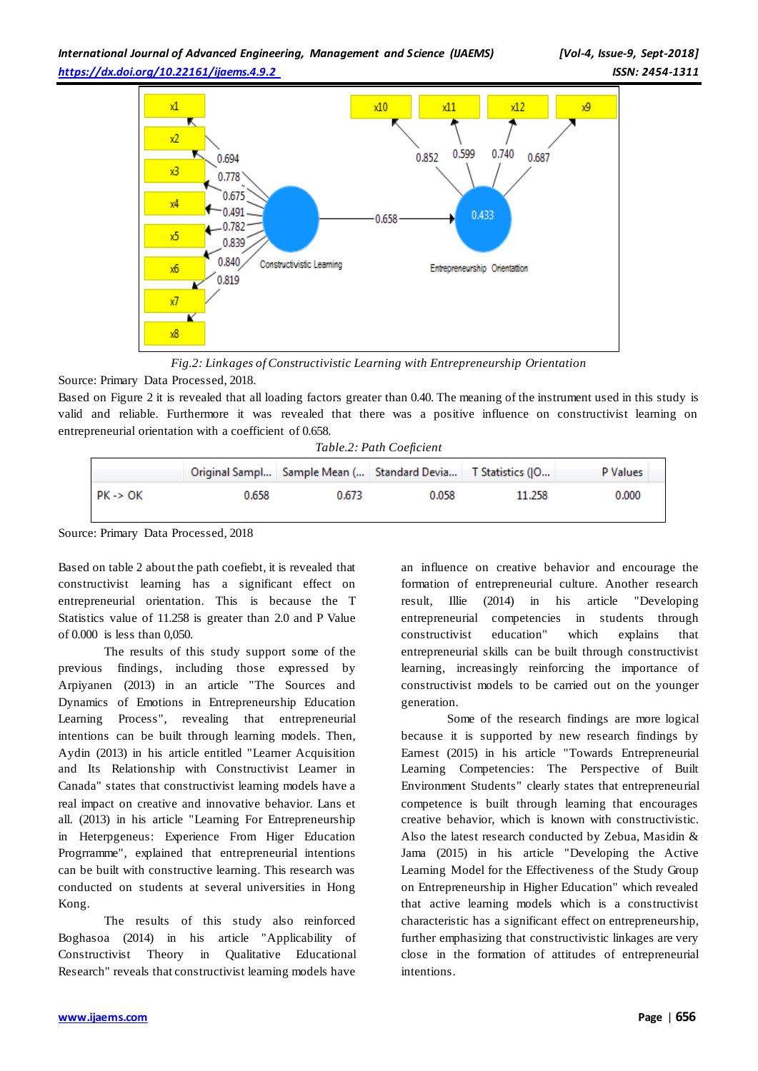*Fig.2: Linkages of Constructivistic Learning with Entrepreneurship Orientation*

Source: Primary Data Processed, 2018.

Based on Figure 2 it is revealed that all loading factors greater than 0.40. The meaning of the instrument used in this study is valid and reliable. Furthermore it was revealed that there was a positive influence on constructivist learning on entrepreneurial orientation with a coefficient of 0.658.

*Table.2: Path Coeficient*

| | Original Sampl... | Sample Mean (... | Standard Devia... | T Statistics (\|O... | P Values |
|---|---|---|---|---|---|
| PK -> OK | 0.658 | 0.673 | 0.058 | 11.258 | 0.000 |

Source: Primary Data Processed, 2018

Based on table 2 about the path coefiebt, it is revealed that constructivist learning has a significant effect on entrepreneurial orientation. This is because the T Statistics value of 11.258 is greater than 2.0 and P Value of 0.000 is less than 0,050.

The results of this study support some of the previous findings, including those expressed by Arpiyanen (2013) in an article "The Sources and Dynamics of Emotions in Entrepreneurship Education Learning Process", revealing that entrepreneurial intentions can be built through learning models. Then, Aydin (2013) in his article entitled "Learner Acquisition and Its Relationship with Constructivist Learner in Canada" states that constructivist learning models have a real impact on creative and innovative behavior. Lans et all. (2013) in his article "Learning For Entrepreneurship in Heterpgeneus: Experience From Higer Education Prograramme", explained that entrepreneurial intentions can be built with constructive learning. This research was conducted on students at several universities in Hong Kong.

The results of this study also reinforced Boghasoa (2014) in his article "Applicability of Constructivist Theory in Qualitative Educational Research" reveals that constructivist learning models have an influence on creative behavior and encourage the formation of entrepreneurial culture. Another research result, Illie (2014) in his article "Developing entrepreneurial competencies in students through constructivist education" which explains that entrepreneurial skills can be built through constructivist learning, increasingly reinforcing the importance of constructivist models to be carried out on the younger generation.

Some of the research findings are more logical because it is supported by new research findings by Earnest (2015) in his article "Towards Entrepreneurial Learning Competencies: The Perspective of Built Environment Students" clearly states that entrepreneurial competence is built through learning that encourages creative behavior, which is known with constructivistic. Also the latest research conducted by Zebua, Masidin & Jama (2015) in his article "Developing the Active Learning Model for the Effectiveness of the Study Group on Entrepreneurship in Higher Education" which revealed that active learning models which is a constructivist characteristic has a significant effect on entrepreneurship, further emphasizing that constructivistic linkages are very close in the formation of attitudes of entrepreneurial intentions.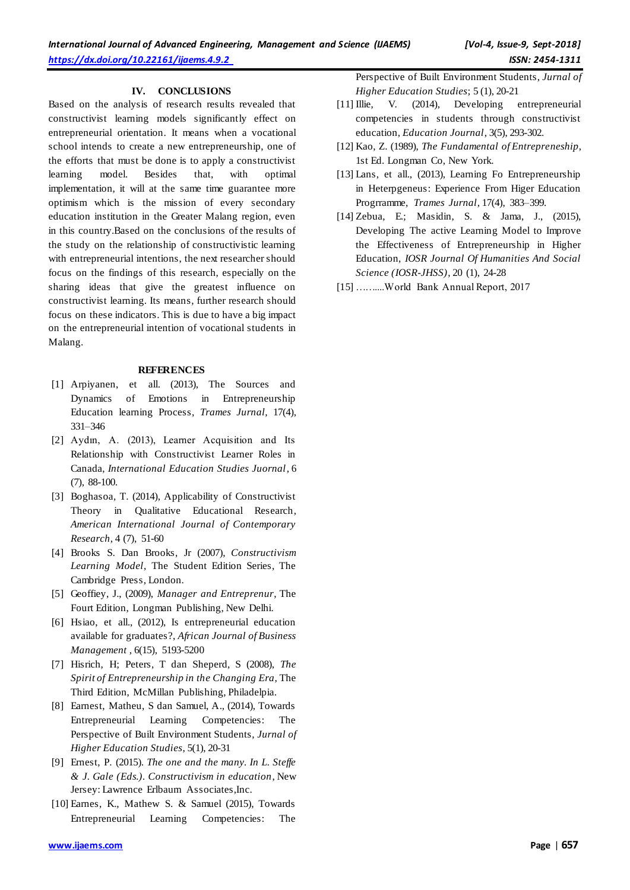## IV. CONCLUSIONS

Based on the analysis of research results revealed that constructivist learning models significantly effect on entrepreneurial orientation. It means when a vocational school intends to create a new entrepreneurship, one of the efforts that must be done is to apply a constructivist learning model. Besides that, with optimal implementation, it will at the same time guarantee more optimism which is the mission of every secondary education institution in the Greater Malang region, even in this country.Based on the conclusions of the results of the study on the relationship of constructivistic learning with entrepreneurial intentions, the next researcher should focus on the findings of this research, especially on the sharing ideas that give the greatest influence on constructivist learning. Its means, further research should focus on these indicators. This is due to have a big impact on the entrepreneurial intention of vocational students in Malang.

## REFERENCES

[1] Arpiyanen, et all. (2013), The Sources and Dynamics of Emotions in Entrepreneurship Education learning Process, *Trames Jurnal*, 17(4), 331–346

[2] Aydın, A. (2013), Learner Acquisition and Its Relationship with Constructivist Learner Roles in Canada, *International Education Studies Juornal*, 6 (7), 88-100.

[3] Boghasoa, T. (2014), Applicability of Constructivist Theory in Qualitative Educational Research, *American International Journal of Contemporary Research*, 4 (7), 51-60

[4] Brooks S. Dan Brooks, Jr (2007), *Constructivism Learning Model*, The Student Edition Series, The Cambridge Press, London.

[5] Geoffiey, J., (2009), *Manager and Entreprenur*, The Fourt Edition, Longman Publishing, New Delhi.

[6] Hsiao, et all., (2012), Is entrepreneurial education available for graduates?, *African Journal of Business Management* , 6(15), 5193-5200

[7] Hisrich, H; Peters, T dan Sheperd, S (2008), *The Spirit of Entrepreneurship in the Changing Era*, The Third Edition, McMillan Publishing, Philadelpia.

[8] Earnest, Matheu, S dan Samuel, A., (2014), Towards Entrepreneurial Learning Competencies: The Perspective of Built Environment Students, *Jurnal of Higher Education Studies*, 5(1), 20-31

[9] Ernest, P. (2015). *The one and the many. In L. Steffe & J. Gale (Eds.). Constructivism in education*, New Jersey: Lawrence Erlbaum Associates,Inc.

[10] Earnes, K., Mathew S. & Samuel (2015), Towards Entrepreneurial Learning Competencies: The Perspective of Built Environment Students, *Jurnal of Higher Education Studies*; 5 (1), 20-21

[11] Illie, V. (2014), Developing entrepreneurial competencies in students through constructivist education, *Education Journal*, 3(5), 293-302.

[12] Kao, Z. (1989), *The Fundamental of Entrepreneship*, 1st Ed. Longman Co, New York.

[13] Lans, et all., (2013), Learning Fo Entrepreneurship in Heterpgeneus: Experience From Higer Education Progrramme, *Trames Jurnal*, 17(4), 383–399.

[14] Zebua, E.; Masidin, S. & Jama, J., (2015), Developing The active Learning Model to Improve the Effectiveness of Entrepreneurship in Higher Education, *IOSR Journal Of Humanities And Social Science (IOSR-JHSS)*, 20 (1), 24-28

[15] ……....World Bank Annual Report, 2017